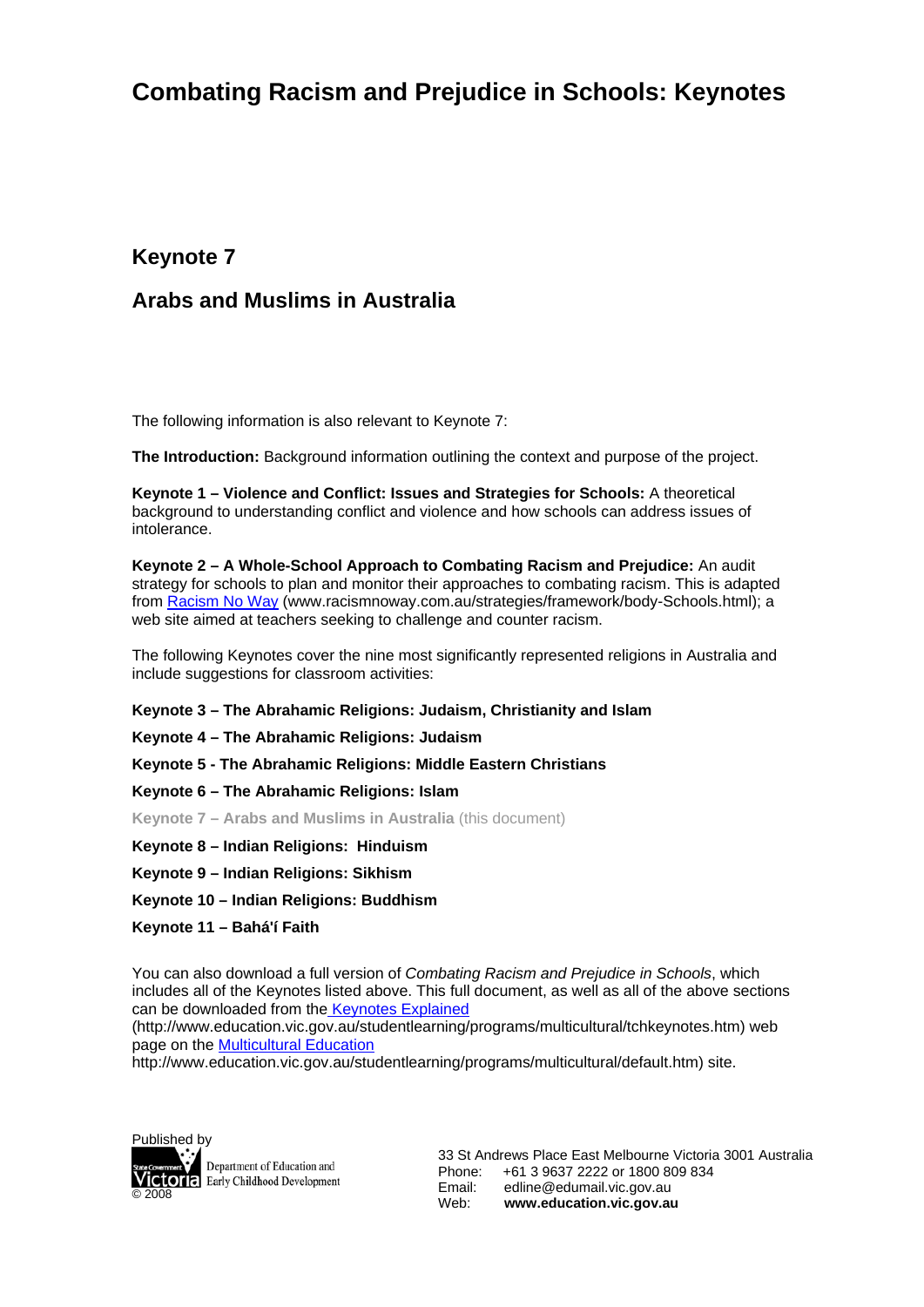# Combating Racism and Prejudice in Schools: Keynotes

## Keynote 7

## Arabs and Muslims in Australia

The following information is also relevant to Keynote 7:

**The Introduction:** Background information outlining the context and purpose of the project.

**Keynote 1 – Violence and Conflict: Issues and Strategies for Schools:** A theoretical background to understanding conflict and violence and how schools can address issues of intolerance.

**Keynote 2 – A Whole-School Approach to Combating Racism and Prejudice:** An audit strategy for schools to plan and monitor their approaches to combating racism. This is adapted from [Racism No Way](www.racismnoway.com.au/strategies/framework/body-Schools.html) (www.racismnoway.com.au/strategies/framework/body-Schools.html); a web site aimed at teachers seeking to challenge and counter racism.

The following Keynotes cover the nine most significantly represented religions in Australia and include suggestions for classroom activities:

**Keynote 3 – The Abrahamic Religions: Judaism, Christianity and Islam**

**Keynote 4 – The Abrahamic Religions: Judaism**

**Keynote 5 - The Abrahamic Religions: Middle Eastern Christians**

**Keynote 6 – The Abrahamic Religions: Islam**

**Keynote 7 – Arabs and Muslims in Australia** (this document)

**Keynote 8 – Indian Religions: Hinduism**

**Keynote 9 – Indian Religions: Sikhism**

**Keynote 10 – Indian Religions: Buddhism**

**Keynote 11 – Bahá'í Faith**

You can also download a full version of *Combating Racism and Prejudice in Schools*, which includes all of the Keynotes listed above. This full document, as well as all of the above sections can be downloaded from the [Keynotes Explained](http://www.education.vic.gov.au/studentlearning/programs/multicultural/tchkeynotes.htm) (http://www.education.vic.gov.au/studentlearning/programs/multicultural/tchkeynotes.htm) web page on the [Multicultural Education](http://www.education.vic.gov.au/studentlearning/programs/multicultural/default.htm) http://www.education.vic.gov.au/studentlearning/programs/multicultural/default.htm) site.

Published by
Department of Education and Early Childhood Development
© 2008

33 St Andrews Place East Melbourne Victoria 3001 Australia
Phone: +61 3 9637 2222 or 1800 809 834
Email: edline@edumail.vic.gov.au
Web: **www.education.vic.gov.au**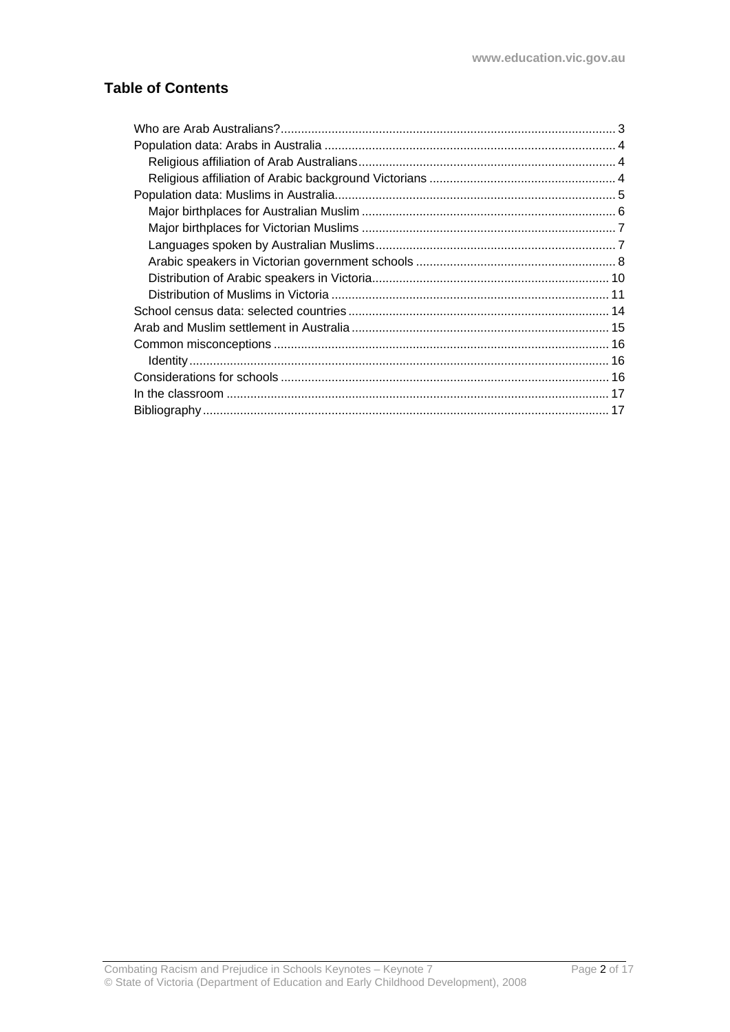## Table of Contents

- Who are Arab Australians? .... 3
- Population data: Arabs in Australia .... 4
  - Religious affiliation of Arab Australians .... 4
  - Religious affiliation of Arabic background Victorians .... 4
- Population data: Muslims in Australia .... 5
  - Major birthplaces for Australian Muslim .... 6
  - Major birthplaces for Victorian Muslims .... 7
  - Languages spoken by Australian Muslims .... 7
  - Arabic speakers in Victorian government schools .... 8
  - Distribution of Arabic speakers in Victoria .... 10
  - Distribution of Muslims in Victoria .... 11
- School census data: selected countries .... 14
- Arab and Muslim settlement in Australia .... 15
- Common misconceptions .... 16
  - Identity .... 16
- Considerations for schools .... 16
- In the classroom .... 17
- Bibliography .... 17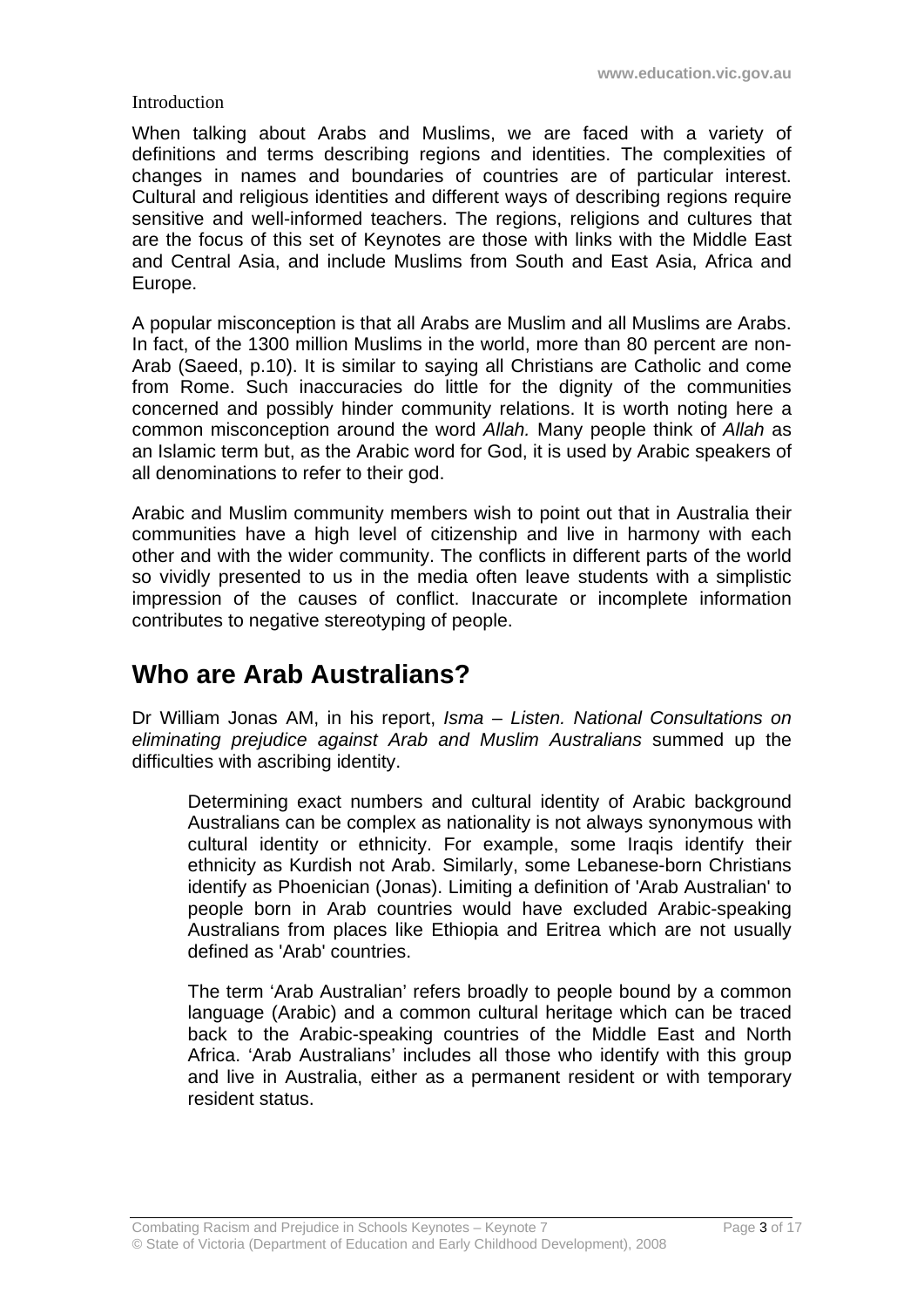Introduction

When talking about Arabs and Muslims, we are faced with a variety of definitions and terms describing regions and identities. The complexities of changes in names and boundaries of countries are of particular interest. Cultural and religious identities and different ways of describing regions require sensitive and well-informed teachers. The regions, religions and cultures that are the focus of this set of Keynotes are those with links with the Middle East and Central Asia, and include Muslims from South and East Asia, Africa and Europe.

A popular misconception is that all Arabs are Muslim and all Muslims are Arabs. In fact, of the 1300 million Muslims in the world, more than 80 percent are non-Arab (Saeed, p.10). It is similar to saying all Christians are Catholic and come from Rome. Such inaccuracies do little for the dignity of the communities concerned and possibly hinder community relations. It is worth noting here a common misconception around the word *Allah.* Many people think of *Allah* as an Islamic term but, as the Arabic word for God, it is used by Arabic speakers of all denominations to refer to their god.

Arabic and Muslim community members wish to point out that in Australia their communities have a high level of citizenship and live in harmony with each other and with the wider community. The conflicts in different parts of the world so vividly presented to us in the media often leave students with a simplistic impression of the causes of conflict. Inaccurate or incomplete information contributes to negative stereotyping of people.

## Who are Arab Australians?

Dr William Jonas AM, in his report, *Isma – Listen. National Consultations on eliminating prejudice against Arab and Muslim Australians* summed up the difficulties with ascribing identity.

> Determining exact numbers and cultural identity of Arabic background Australians can be complex as nationality is not always synonymous with cultural identity or ethnicity. For example, some Iraqis identify their ethnicity as Kurdish not Arab. Similarly, some Lebanese-born Christians identify as Phoenician (Jonas). Limiting a definition of 'Arab Australian' to people born in Arab countries would have excluded Arabic-speaking Australians from places like Ethiopia and Eritrea which are not usually defined as 'Arab' countries.
>
> The term 'Arab Australian' refers broadly to people bound by a common language (Arabic) and a common cultural heritage which can be traced back to the Arabic-speaking countries of the Middle East and North Africa. 'Arab Australians' includes all those who identify with this group and live in Australia, either as a permanent resident or with temporary resident status.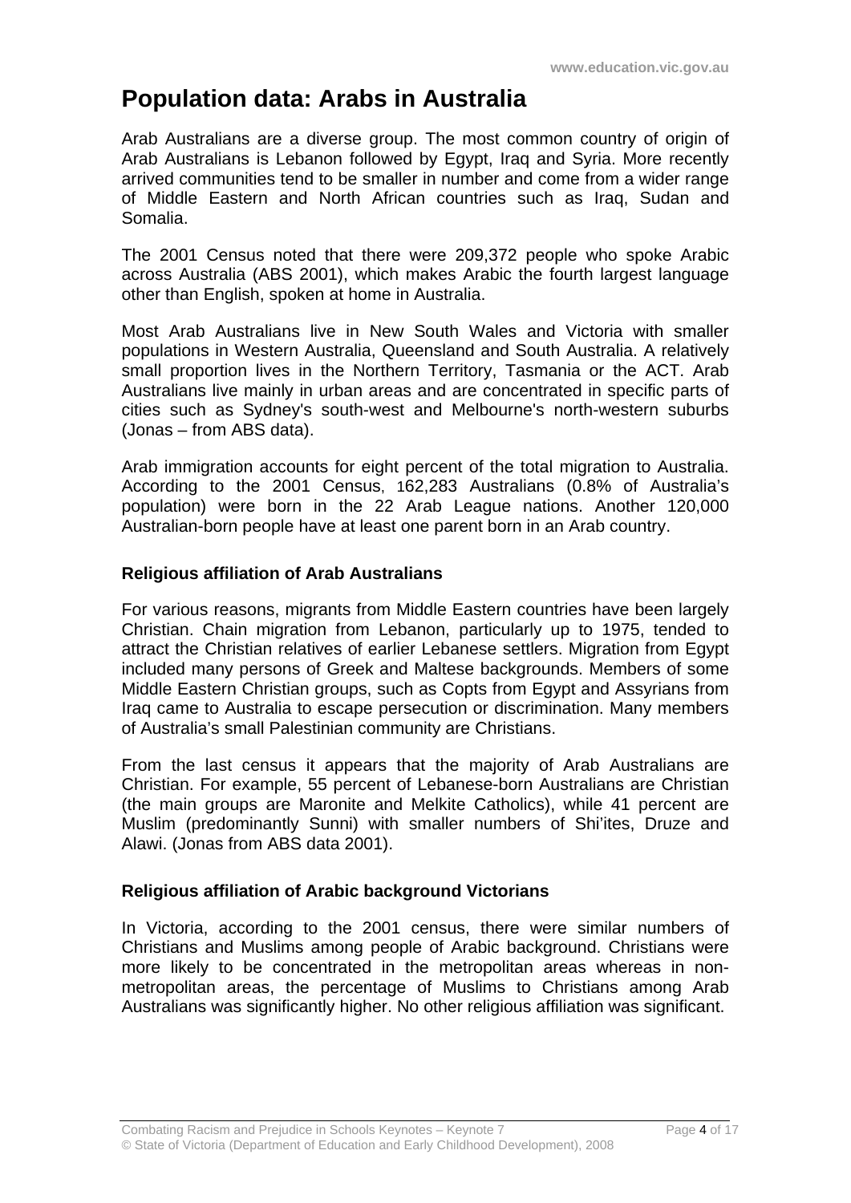# Population data: Arabs in Australia

Arab Australians are a diverse group. The most common country of origin of Arab Australians is Lebanon followed by Egypt, Iraq and Syria. More recently arrived communities tend to be smaller in number and come from a wider range of Middle Eastern and North African countries such as Iraq, Sudan and Somalia.

The 2001 Census noted that there were 209,372 people who spoke Arabic across Australia (ABS 2001), which makes Arabic the fourth largest language other than English, spoken at home in Australia.

Most Arab Australians live in New South Wales and Victoria with smaller populations in Western Australia, Queensland and South Australia. A relatively small proportion lives in the Northern Territory, Tasmania or the ACT. Arab Australians live mainly in urban areas and are concentrated in specific parts of cities such as Sydney's south-west and Melbourne's north-western suburbs (Jonas – from ABS data).

Arab immigration accounts for eight percent of the total migration to Australia. According to the 2001 Census, 162,283 Australians (0.8% of Australia's population) were born in the 22 Arab League nations. Another 120,000 Australian-born people have at least one parent born in an Arab country.

### Religious affiliation of Arab Australians

For various reasons, migrants from Middle Eastern countries have been largely Christian. Chain migration from Lebanon, particularly up to 1975, tended to attract the Christian relatives of earlier Lebanese settlers. Migration from Egypt included many persons of Greek and Maltese backgrounds. Members of some Middle Eastern Christian groups, such as Copts from Egypt and Assyrians from Iraq came to Australia to escape persecution or discrimination. Many members of Australia's small Palestinian community are Christians.

From the last census it appears that the majority of Arab Australians are Christian. For example, 55 percent of Lebanese-born Australians are Christian (the main groups are Maronite and Melkite Catholics), while 41 percent are Muslim (predominantly Sunni) with smaller numbers of Shi'ites, Druze and Alawi. (Jonas from ABS data 2001).

### Religious affiliation of Arabic background Victorians

In Victoria, according to the 2001 census, there were similar numbers of Christians and Muslims among people of Arabic background. Christians were more likely to be concentrated in the metropolitan areas whereas in non-metropolitan areas, the percentage of Muslims to Christians among Arab Australians was significantly higher. No other religious affiliation was significant.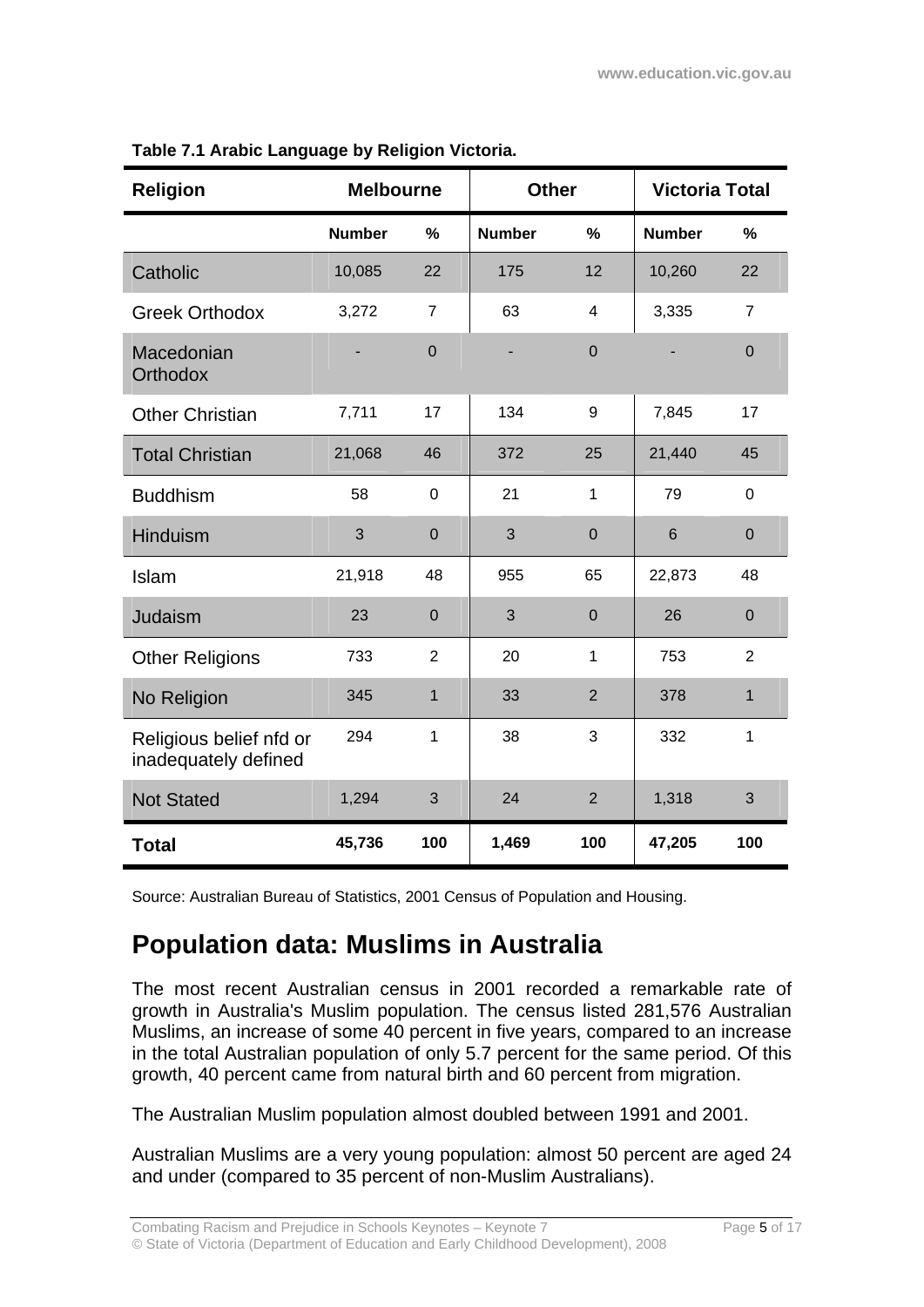**Table 7.1 Arabic Language by Religion Victoria.**

| Religion | Melbourne | | Other | | Victoria Total | |
|---|---|---|---|---|---|---|
| | Number | % | Number | % | Number | % |
| Catholic | 10,085 | 22 | 175 | 12 | 10,260 | 22 |
| Greek Orthodox | 3,272 | 7 | 63 | 4 | 3,335 | 7 |
| Macedonian Orthodox | - | 0 | - | 0 | - | 0 |
| Other Christian | 7,711 | 17 | 134 | 9 | 7,845 | 17 |
| Total Christian | 21,068 | 46 | 372 | 25 | 21,440 | 45 |
| Buddhism | 58 | 0 | 21 | 1 | 79 | 0 |
| Hinduism | 3 | 0 | 3 | 0 | 6 | 0 |
| Islam | 21,918 | 48 | 955 | 65 | 22,873 | 48 |
| Judaism | 23 | 0 | 3 | 0 | 26 | 0 |
| Other Religions | 733 | 2 | 20 | 1 | 753 | 2 |
| No Religion | 345 | 1 | 33 | 2 | 378 | 1 |
| Religious belief nfd or inadequately defined | 294 | 1 | 38 | 3 | 332 | 1 |
| Not Stated | 1,294 | 3 | 24 | 2 | 1,318 | 3 |
| **Total** | **45,736** | **100** | **1,469** | **100** | **47,205** | **100** |

Source: Australian Bureau of Statistics, 2001 Census of Population and Housing.

## Population data: Muslims in Australia

The most recent Australian census in 2001 recorded a remarkable rate of growth in Australia's Muslim population. The census listed 281,576 Australian Muslims, an increase of some 40 percent in five years, compared to an increase in the total Australian population of only 5.7 percent for the same period. Of this growth, 40 percent came from natural birth and 60 percent from migration.

The Australian Muslim population almost doubled between 1991 and 2001.

Australian Muslims are a very young population: almost 50 percent are aged 24 and under (compared to 35 percent of non-Muslim Australians).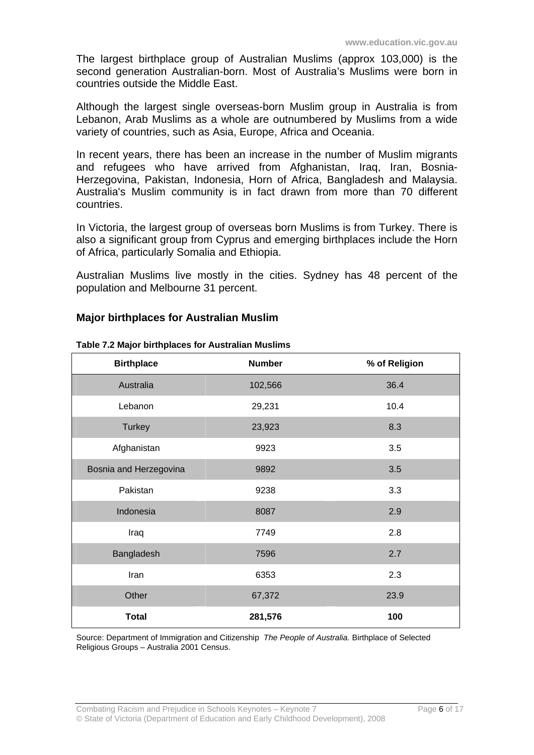The largest birthplace group of Australian Muslims (approx 103,000) is the second generation Australian-born. Most of Australia's Muslims were born in countries outside the Middle East.

Although the largest single overseas-born Muslim group in Australia is from Lebanon, Arab Muslims as a whole are outnumbered by Muslims from a wide variety of countries, such as Asia, Europe, Africa and Oceania.

In recent years, there has been an increase in the number of Muslim migrants and refugees who have arrived from Afghanistan, Iraq, Iran, Bosnia-Herzegovina, Pakistan, Indonesia, Horn of Africa, Bangladesh and Malaysia. Australia's Muslim community is in fact drawn from more than 70 different countries.

In Victoria, the largest group of overseas born Muslims is from Turkey. There is also a significant group from Cyprus and emerging birthplaces include the Horn of Africa, particularly Somalia and Ethiopia.

Australian Muslims live mostly in the cities. Sydney has 48 percent of the population and Melbourne 31 percent.

## Major birthplaces for Australian Muslim

**Table 7.2 Major birthplaces for Australian Muslims**

| Birthplace | Number | % of Religion |
|---|---|---|
| Australia | 102,566 | 36.4 |
| Lebanon | 29,231 | 10.4 |
| Turkey | 23,923 | 8.3 |
| Afghanistan | 9923 | 3.5 |
| Bosnia and Herzegovina | 9892 | 3.5 |
| Pakistan | 9238 | 3.3 |
| Indonesia | 8087 | 2.9 |
| Iraq | 7749 | 2.8 |
| Bangladesh | 7596 | 2.7 |
| Iran | 6353 | 2.3 |
| Other | 67,372 | 23.9 |
| **Total** | **281,576** | **100** |

Source: Department of Immigration and Citizenship *The People of Australia.* Birthplace of Selected Religious Groups – Australia 2001 Census.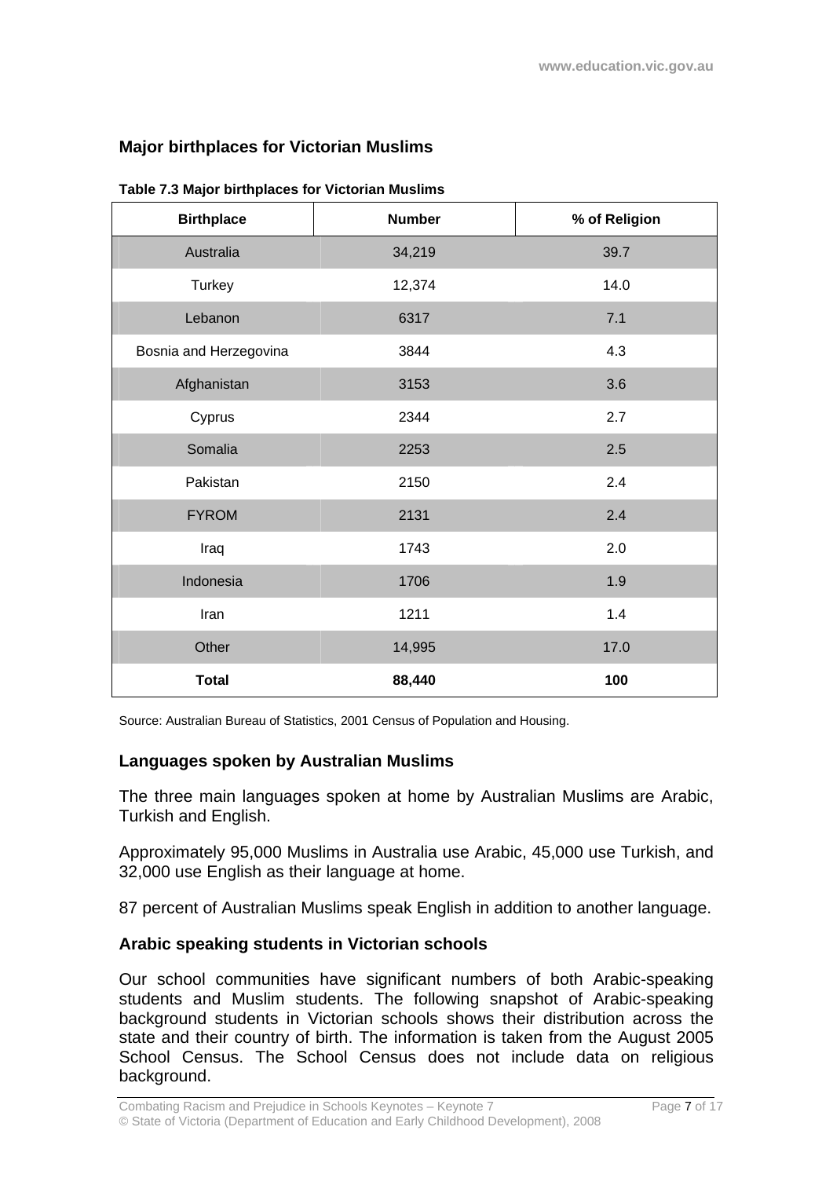## Major birthplaces for Victorian Muslims

**Table 7.3 Major birthplaces for Victorian Muslims**

| Birthplace | Number | % of Religion |
|---|---|---|
| Australia | 34,219 | 39.7 |
| Turkey | 12,374 | 14.0 |
| Lebanon | 6317 | 7.1 |
| Bosnia and Herzegovina | 3844 | 4.3 |
| Afghanistan | 3153 | 3.6 |
| Cyprus | 2344 | 2.7 |
| Somalia | 2253 | 2.5 |
| Pakistan | 2150 | 2.4 |
| FYROM | 2131 | 2.4 |
| Iraq | 1743 | 2.0 |
| Indonesia | 1706 | 1.9 |
| Iran | 1211 | 1.4 |
| Other | 14,995 | 17.0 |
| **Total** | **88,440** | **100** |

Source: Australian Bureau of Statistics, 2001 Census of Population and Housing.

## Languages spoken by Australian Muslims

The three main languages spoken at home by Australian Muslims are Arabic, Turkish and English.

Approximately 95,000 Muslims in Australia use Arabic, 45,000 use Turkish, and 32,000 use English as their language at home.

87 percent of Australian Muslims speak English in addition to another language.

## Arabic speaking students in Victorian schools

Our school communities have significant numbers of both Arabic-speaking students and Muslim students. The following snapshot of Arabic-speaking background students in Victorian schools shows their distribution across the state and their country of birth. The information is taken from the August 2005 School Census. The School Census does not include data on religious background.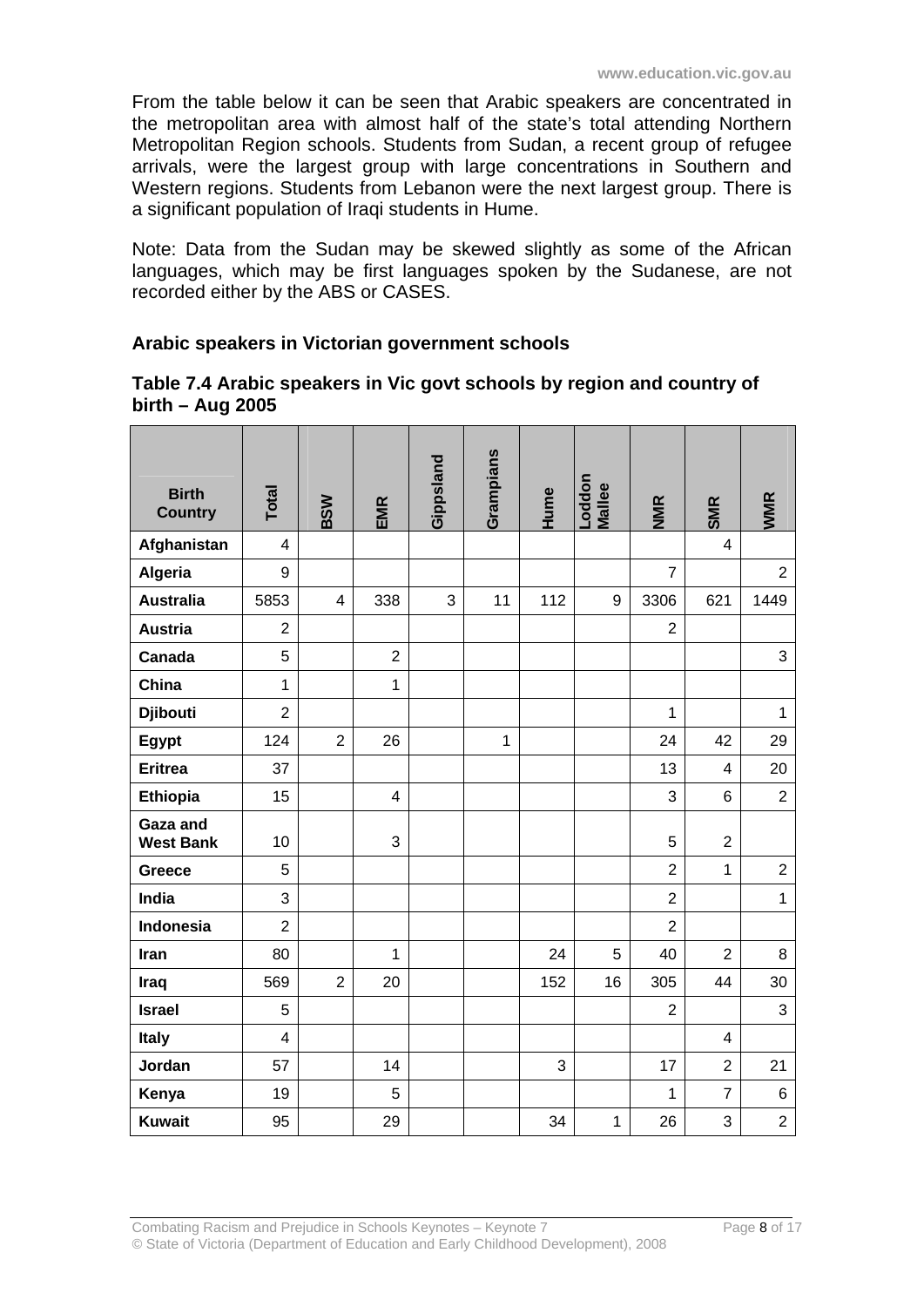From the table below it can be seen that Arabic speakers are concentrated in the metropolitan area with almost half of the state's total attending Northern Metropolitan Region schools. Students from Sudan, a recent group of refugee arrivals, were the largest group with large concentrations in Southern and Western regions. Students from Lebanon were the next largest group. There is a significant population of Iraqi students in Hume.

Note: Data from the Sudan may be skewed slightly as some of the African languages, which may be first languages spoken by the Sudanese, are not recorded either by the ABS or CASES.

### Arabic speakers in Victorian government schools

**Table 7.4 Arabic speakers in Vic govt schools by region and country of birth – Aug 2005**

| Birth Country | Total | BSW | EMR | Gippsland | Grampians | Hume | Loddon Mallee | NMR | SMR | WMR |
|---|---|---|---|---|---|---|---|---|---|---|
| Afghanistan | 4 | | | | | | | | 4 | |
| Algeria | 9 | | | | | | | 7 | | 2 |
| Australia | 5853 | 4 | 338 | 3 | 11 | 112 | 9 | 3306 | 621 | 1449 |
| Austria | 2 | | | | | | | 2 | | |
| Canada | 5 | | 2 | | | | | | | 3 |
| China | 1 | | 1 | | | | | | | |
| Djibouti | 2 | | | | | | | 1 | | 1 |
| Egypt | 124 | 2 | 26 | | 1 | | | 24 | 42 | 29 |
| Eritrea | 37 | | | | | | | 13 | 4 | 20 |
| Ethiopia | 15 | | 4 | | | | | 3 | 6 | 2 |
| Gaza and West Bank | 10 | | 3 | | | | | 5 | 2 | |
| Greece | 5 | | | | | | | 2 | 1 | 2 |
| India | 3 | | | | | | | 2 | | 1 |
| Indonesia | 2 | | | | | | | 2 | | |
| Iran | 80 | | 1 | | | 24 | 5 | 40 | 2 | 8 |
| Iraq | 569 | 2 | 20 | | | 152 | 16 | 305 | 44 | 30 |
| Israel | 5 | | | | | | | 2 | | 3 |
| Italy | 4 | | | | | | | | 4 | |
| Jordan | 57 | | 14 | | | 3 | | 17 | 2 | 21 |
| Kenya | 19 | | 5 | | | | | 1 | 7 | 6 |
| Kuwait | 95 | | 29 | | | 34 | 1 | 26 | 3 | 2 |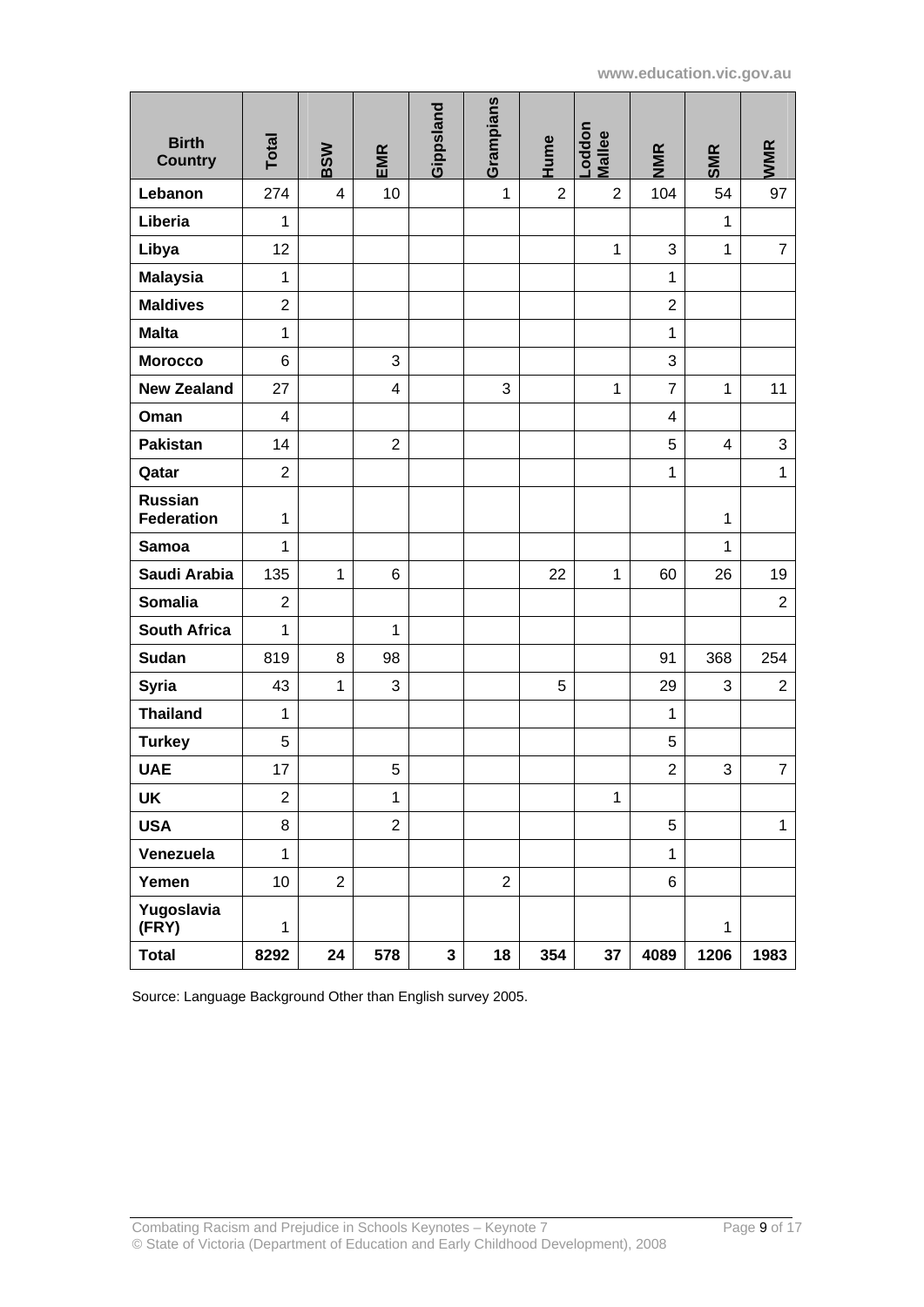| Birth Country | Total | BSW | EMR | Gippsland | Grampians | Hume | Loddon Mallee | NMR | SMR | WMR |
|---|---|---|---|---|---|---|---|---|---|---|
| **Lebanon** | 274 | 4 | 10 | | 1 | 2 | 2 | 104 | 54 | 97 |
| **Liberia** | 1 | | | | | | | | 1 | |
| **Libya** | 12 | | | | | | 1 | 3 | 1 | 7 |
| **Malaysia** | 1 | | | | | | | 1 | | |
| **Maldives** | 2 | | | | | | | 2 | | |
| **Malta** | 1 | | | | | | | 1 | | |
| **Morocco** | 6 | | 3 | | | | | 3 | | |
| **New Zealand** | 27 | | 4 | | 3 | | 1 | 7 | 1 | 11 |
| **Oman** | 4 | | | | | | | 4 | | |
| **Pakistan** | 14 | | 2 | | | | | 5 | 4 | 3 |
| **Qatar** | 2 | | | | | | | 1 | | 1 |
| **Russian Federation** | 1 | | | | | | | | 1 | |
| **Samoa** | 1 | | | | | | | | 1 | |
| **Saudi Arabia** | 135 | 1 | 6 | | | 22 | 1 | 60 | 26 | 19 |
| **Somalia** | 2 | | | | | | | | | 2 |
| **South Africa** | 1 | | 1 | | | | | | | |
| **Sudan** | 819 | 8 | 98 | | | | | 91 | 368 | 254 |
| **Syria** | 43 | 1 | 3 | | | 5 | | 29 | 3 | 2 |
| **Thailand** | 1 | | | | | | | 1 | | |
| **Turkey** | 5 | | | | | | | 5 | | |
| **UAE** | 17 | | 5 | | | | | 2 | 3 | 7 |
| **UK** | 2 | | 1 | | | | 1 | | | |
| **USA** | 8 | | 2 | | | | | 5 | | 1 |
| **Venezuela** | 1 | | | | | | | 1 | | |
| **Yemen** | 10 | 2 | | | 2 | | | 6 | | |
| **Yugoslavia (FRY)** | 1 | | | | | | | | 1 | |
| **Total** | **8292** | **24** | **578** | **3** | **18** | **354** | **37** | **4089** | **1206** | **1983** |

Source: Language Background Other than English survey 2005.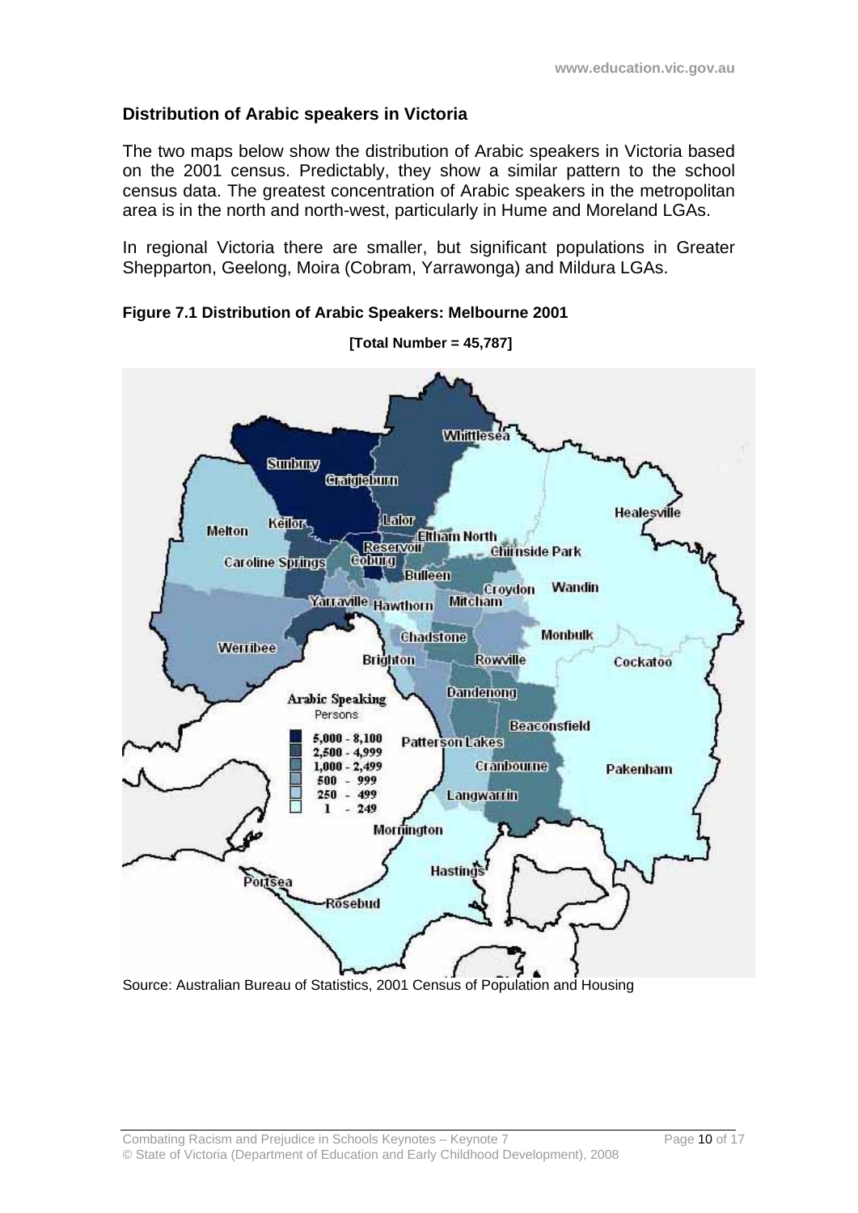## Distribution of Arabic speakers in Victoria

The two maps below show the distribution of Arabic speakers in Victoria based on the 2001 census. Predictably, they show a similar pattern to the school census data. The greatest concentration of Arabic speakers in the metropolitan area is in the north and north-west, particularly in Hume and Moreland LGAs.

In regional Victoria there are smaller, but significant populations in Greater Shepparton, Geelong, Moira (Cobram, Yarrawonga) and Mildura LGAs.

**Figure 7.1 Distribution of Arabic Speakers: Melbourne 2001**

**[Total Number = 45,787]**

Source: Australian Bureau of Statistics, 2001 Census of Population and Housing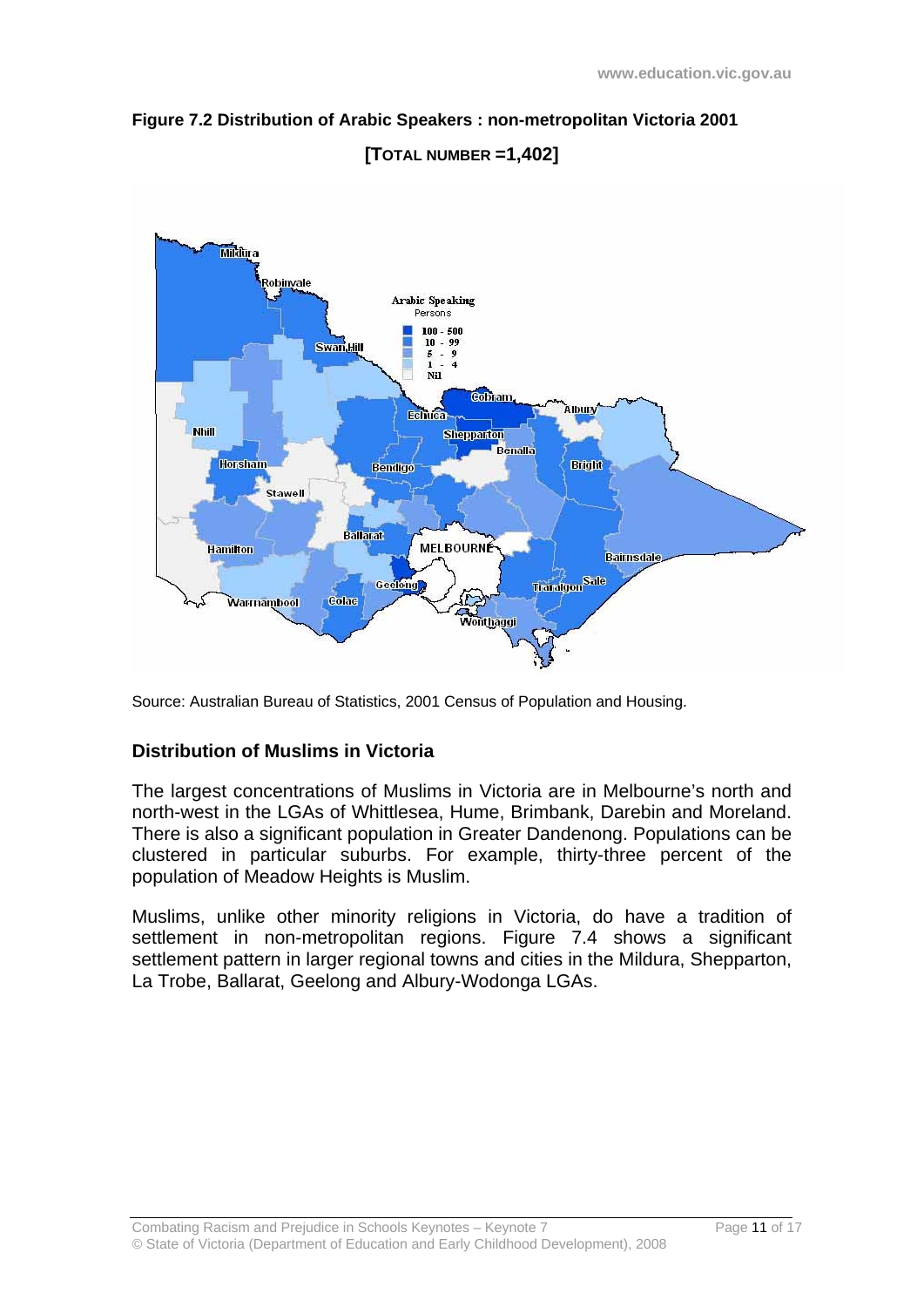**Figure 7.2 Distribution of Arabic Speakers : non-metropolitan Victoria 2001**

**[TOTAL NUMBER =1,402]**

Source: Australian Bureau of Statistics, 2001 Census of Population and Housing.

## Distribution of Muslims in Victoria

The largest concentrations of Muslims in Victoria are in Melbourne's north and north-west in the LGAs of Whittlesea, Hume, Brimbank, Darebin and Moreland. There is also a significant population in Greater Dandenong. Populations can be clustered in particular suburbs. For example, thirty-three percent of the population of Meadow Heights is Muslim.

Muslims, unlike other minority religions in Victoria, do have a tradition of settlement in non-metropolitan regions. Figure 7.4 shows a significant settlement pattern in larger regional towns and cities in the Mildura, Shepparton, La Trobe, Ballarat, Geelong and Albury-Wodonga LGAs.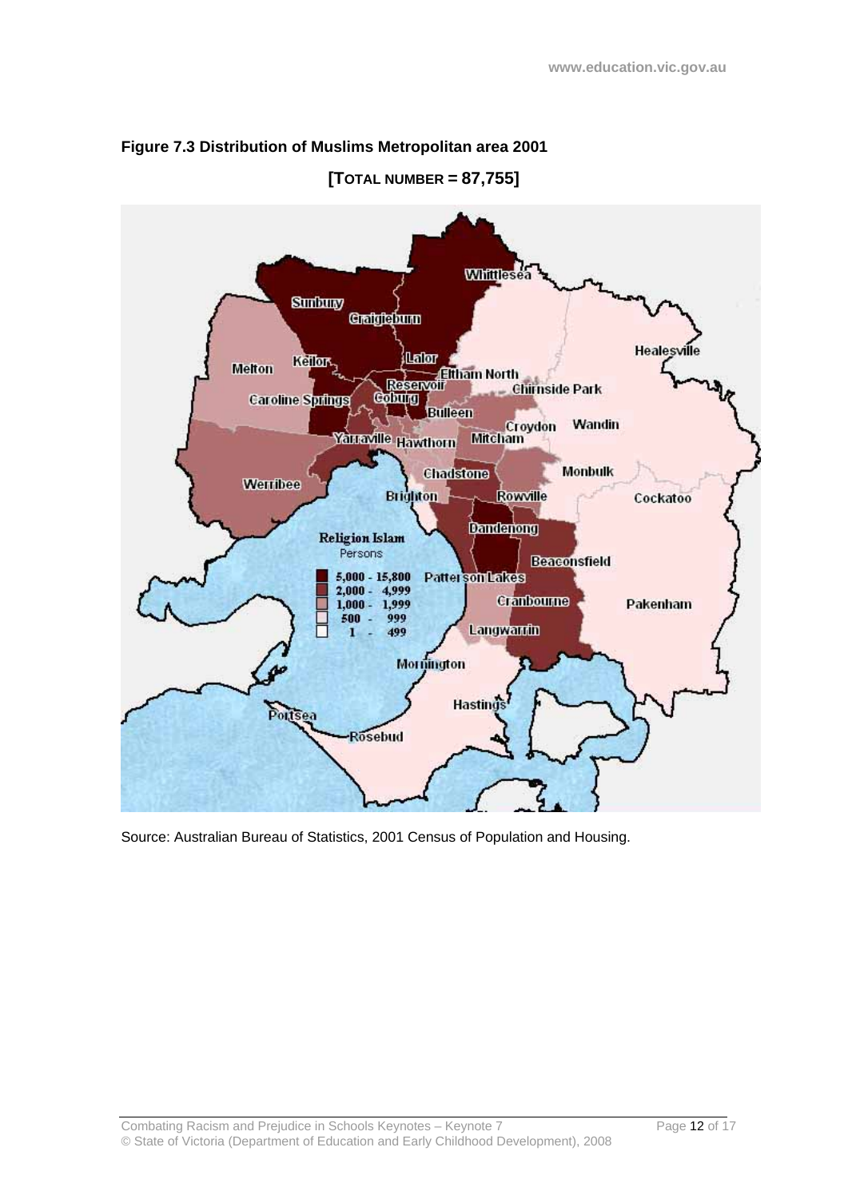**Figure 7.3 Distribution of Muslims Metropolitan area 2001**

**[TOTAL NUMBER = 87,755]**

Source: Australian Bureau of Statistics, 2001 Census of Population and Housing.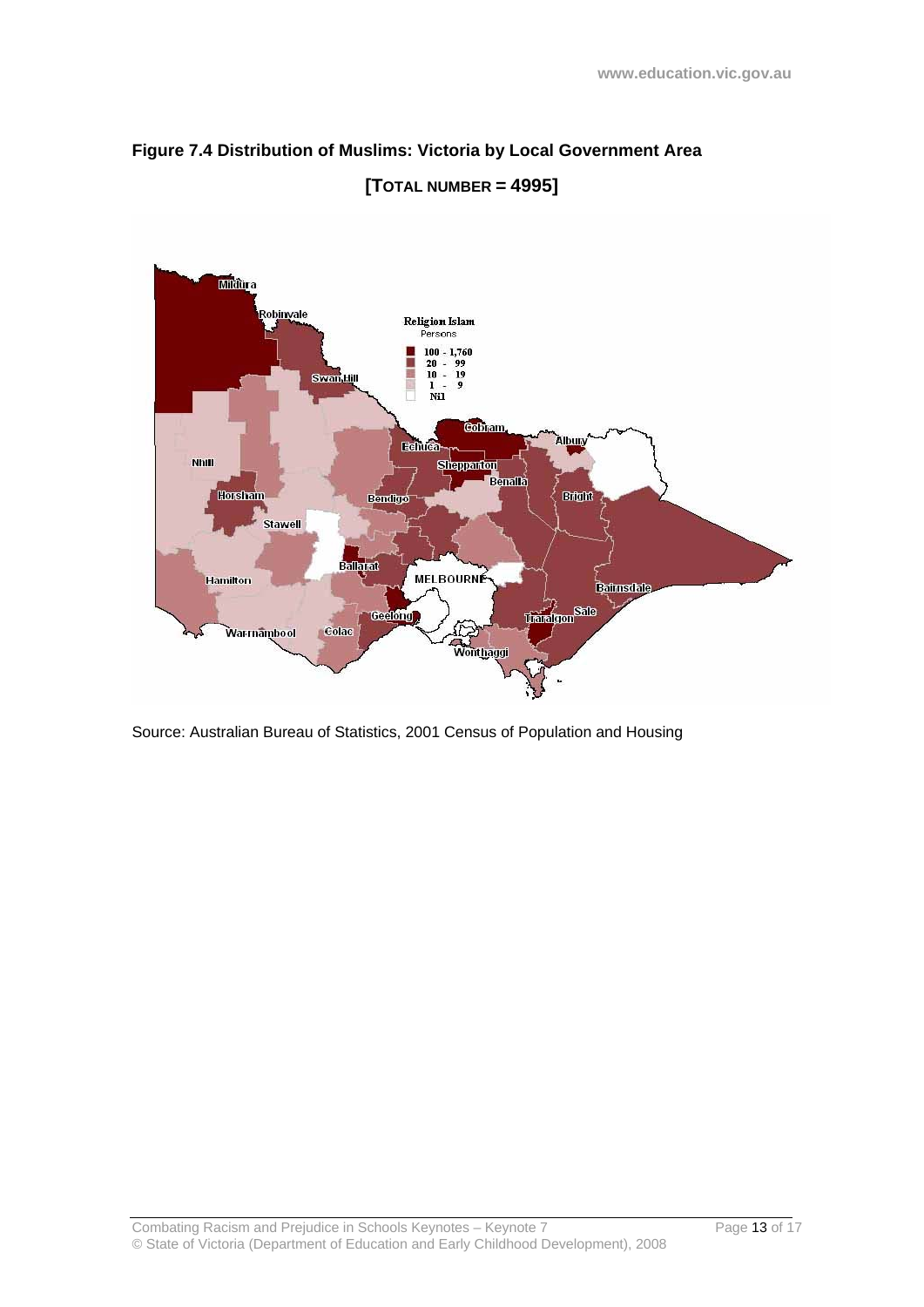**Figure 7.4 Distribution of Muslims: Victoria by Local Government Area**

**[TOTAL NUMBER = 4995]**

Source: Australian Bureau of Statistics, 2001 Census of Population and Housing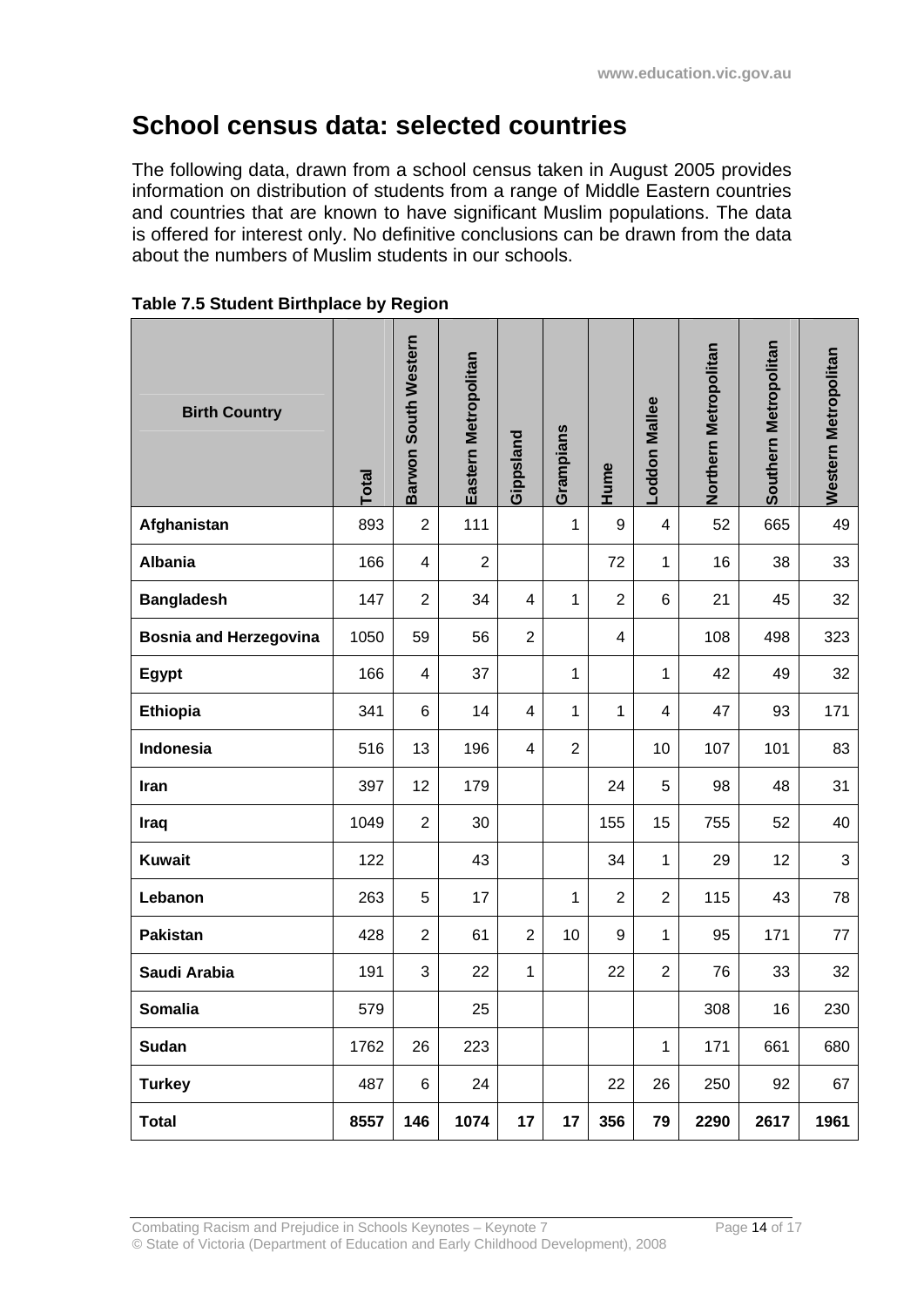# School census data: selected countries

The following data, drawn from a school census taken in August 2005 provides information on distribution of students from a range of Middle Eastern countries and countries that are known to have significant Muslim populations. The data is offered for interest only. No definitive conclusions can be drawn from the data about the numbers of Muslim students in our schools.

**Table 7.5 Student Birthplace by Region**

| Birth Country | Total | Barwon South Western | Eastern Metropolitan | Gippsland | Grampians | Hume | Loddon Mallee | Northern Metropolitan | Southern Metropolitan | Western Metropolitan |
|---|---|---|---|---|---|---|---|---|---|---|
| **Afghanistan** | 893 | 2 | 111 | | 1 | 9 | 4 | 52 | 665 | 49 |
| **Albania** | 166 | 4 | 2 | | | 72 | 1 | 16 | 38 | 33 |
| **Bangladesh** | 147 | 2 | 34 | 4 | 1 | 2 | 6 | 21 | 45 | 32 |
| **Bosnia and Herzegovina** | 1050 | 59 | 56 | 2 | | 4 | | 108 | 498 | 323 |
| **Egypt** | 166 | 4 | 37 | | 1 | | 1 | 42 | 49 | 32 |
| **Ethiopia** | 341 | 6 | 14 | 4 | 1 | 1 | 4 | 47 | 93 | 171 |
| **Indonesia** | 516 | 13 | 196 | 4 | 2 | | 10 | 107 | 101 | 83 |
| **Iran** | 397 | 12 | 179 | | | 24 | 5 | 98 | 48 | 31 |
| **Iraq** | 1049 | 2 | 30 | | | 155 | 15 | 755 | 52 | 40 |
| **Kuwait** | 122 | | 43 | | | 34 | 1 | 29 | 12 | 3 |
| **Lebanon** | 263 | 5 | 17 | | 1 | 2 | 2 | 115 | 43 | 78 |
| **Pakistan** | 428 | 2 | 61 | 2 | 10 | 9 | 1 | 95 | 171 | 77 |
| **Saudi Arabia** | 191 | 3 | 22 | 1 | | 22 | 2 | 76 | 33 | 32 |
| **Somalia** | 579 | | 25 | | | | | 308 | 16 | 230 |
| **Sudan** | 1762 | 26 | 223 | | | | 1 | 171 | 661 | 680 |
| **Turkey** | 487 | 6 | 24 | | | 22 | 26 | 250 | 92 | 67 |
| **Total** | **8557** | **146** | **1074** | **17** | **17** | **356** | **79** | **2290** | **2617** | **1961** |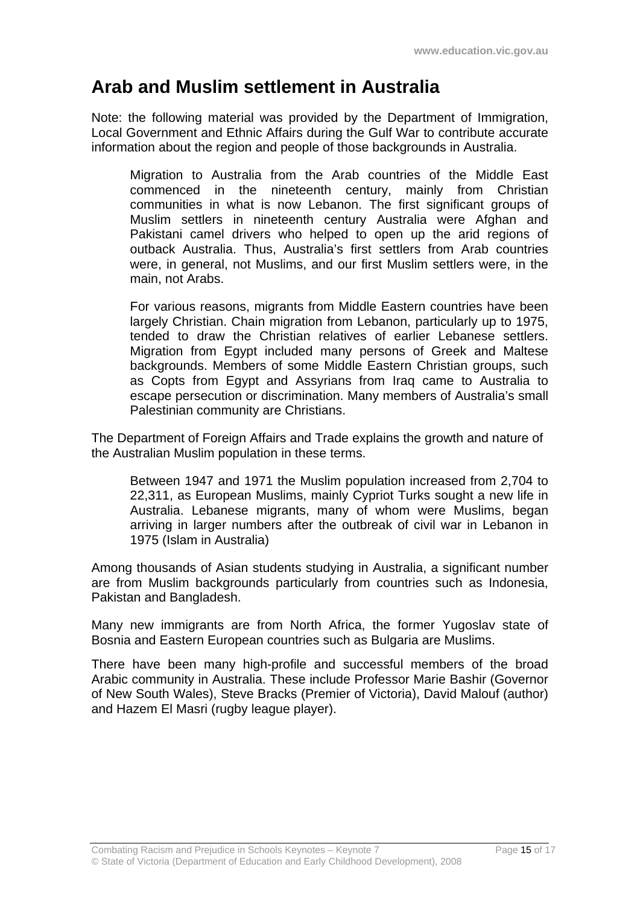# Arab and Muslim settlement in Australia

Note: the following material was provided by the Department of Immigration, Local Government and Ethnic Affairs during the Gulf War to contribute accurate information about the region and people of those backgrounds in Australia.

> Migration to Australia from the Arab countries of the Middle East commenced in the nineteenth century, mainly from Christian communities in what is now Lebanon. The first significant groups of Muslim settlers in nineteenth century Australia were Afghan and Pakistani camel drivers who helped to open up the arid regions of outback Australia. Thus, Australia's first settlers from Arab countries were, in general, not Muslims, and our first Muslim settlers were, in the main, not Arabs.
>
> For various reasons, migrants from Middle Eastern countries have been largely Christian. Chain migration from Lebanon, particularly up to 1975, tended to draw the Christian relatives of earlier Lebanese settlers. Migration from Egypt included many persons of Greek and Maltese backgrounds. Members of some Middle Eastern Christian groups, such as Copts from Egypt and Assyrians from Iraq came to Australia to escape persecution or discrimination. Many members of Australia's small Palestinian community are Christians.

The Department of Foreign Affairs and Trade explains the growth and nature of the Australian Muslim population in these terms.

> Between 1947 and 1971 the Muslim population increased from 2,704 to 22,311, as European Muslims, mainly Cypriot Turks sought a new life in Australia. Lebanese migrants, many of whom were Muslims, began arriving in larger numbers after the outbreak of civil war in Lebanon in 1975 (Islam in Australia)

Among thousands of Asian students studying in Australia, a significant number are from Muslim backgrounds particularly from countries such as Indonesia, Pakistan and Bangladesh.

Many new immigrants are from North Africa, the former Yugoslav state of Bosnia and Eastern European countries such as Bulgaria are Muslims.

There have been many high-profile and successful members of the broad Arabic community in Australia. These include Professor Marie Bashir (Governor of New South Wales), Steve Bracks (Premier of Victoria), David Malouf (author) and Hazem El Masri (rugby league player).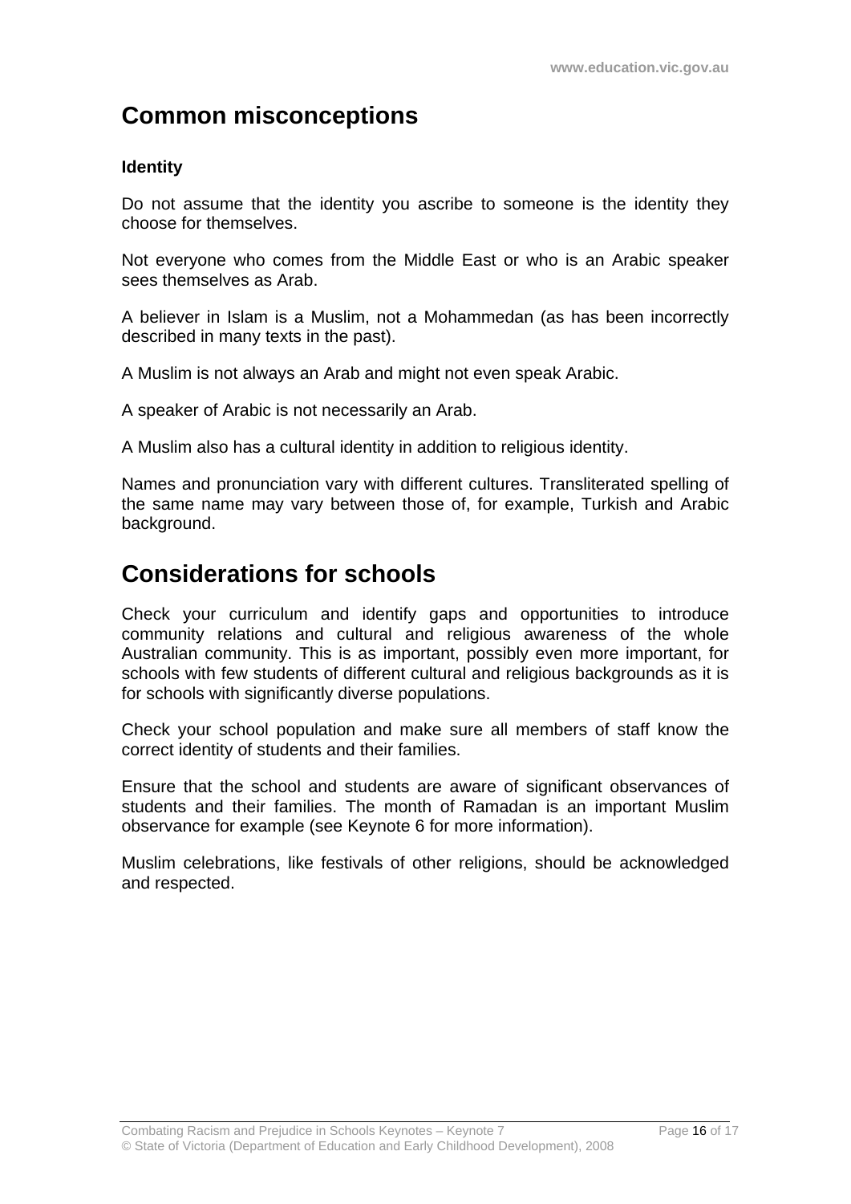## Common misconceptions

### Identity

Do not assume that the identity you ascribe to someone is the identity they choose for themselves.

Not everyone who comes from the Middle East or who is an Arabic speaker sees themselves as Arab.

A believer in Islam is a Muslim, not a Mohammedan (as has been incorrectly described in many texts in the past).

A Muslim is not always an Arab and might not even speak Arabic.

A speaker of Arabic is not necessarily an Arab.

A Muslim also has a cultural identity in addition to religious identity.

Names and pronunciation vary with different cultures. Transliterated spelling of the same name may vary between those of, for example, Turkish and Arabic background.

## Considerations for schools

Check your curriculum and identify gaps and opportunities to introduce community relations and cultural and religious awareness of the whole Australian community. This is as important, possibly even more important, for schools with few students of different cultural and religious backgrounds as it is for schools with significantly diverse populations.

Check your school population and make sure all members of staff know the correct identity of students and their families.

Ensure that the school and students are aware of significant observances of students and their families. The month of Ramadan is an important Muslim observance for example (see Keynote 6 for more information).

Muslim celebrations, like festivals of other religions, should be acknowledged and respected.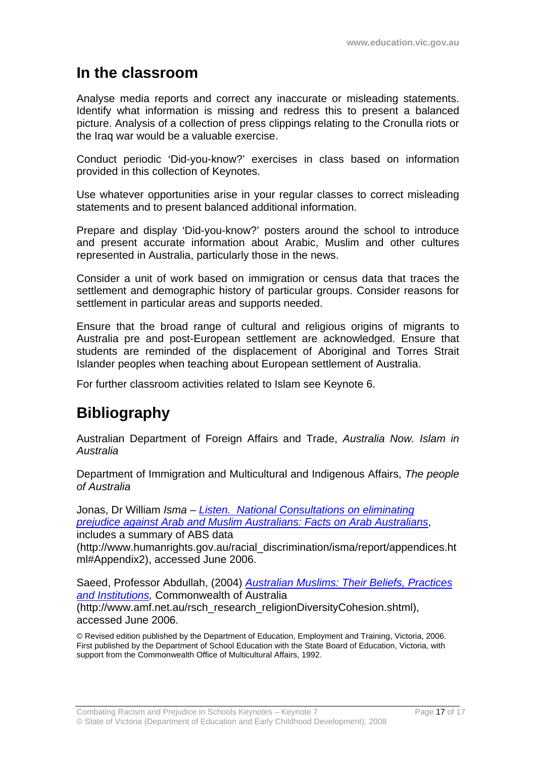## In the classroom

Analyse media reports and correct any inaccurate or misleading statements. Identify what information is missing and redress this to present a balanced picture. Analysis of a collection of press clippings relating to the Cronulla riots or the Iraq war would be a valuable exercise.

Conduct periodic 'Did-you-know?' exercises in class based on information provided in this collection of Keynotes.

Use whatever opportunities arise in your regular classes to correct misleading statements and to present balanced additional information.

Prepare and display 'Did-you-know?' posters around the school to introduce and present accurate information about Arabic, Muslim and other cultures represented in Australia, particularly those in the news.

Consider a unit of work based on immigration or census data that traces the settlement and demographic history of particular groups. Consider reasons for settlement in particular areas and supports needed.

Ensure that the broad range of cultural and religious origins of migrants to Australia pre and post-European settlement are acknowledged. Ensure that students are reminded of the displacement of Aboriginal and Torres Strait Islander peoples when teaching about European settlement of Australia.

For further classroom activities related to Islam see Keynote 6.

## Bibliography

Australian Department of Foreign Affairs and Trade, *Australia Now. Islam in Australia*

Department of Immigration and Multicultural and Indigenous Affairs, *The people of Australia*

Jonas, Dr William *Isma – Listen. National Consultations on eliminating prejudice against Arab and Muslim Australians: Facts on Arab Australians*, includes a summary of ABS data (http://www.humanrights.gov.au/racial_discrimination/isma/report/appendices.html#Appendix2), accessed June 2006.

Saeed, Professor Abdullah, (2004) *Australian Muslims: Their Beliefs, Practices and Institutions,* Commonwealth of Australia (http://www.amf.net.au/rsch_research_religionDiversityCohesion.shtml), accessed June 2006.

© Revised edition published by the Department of Education, Employment and Training, Victoria, 2006. First published by the Department of School Education with the State Board of Education, Victoria, with support from the Commonwealth Office of Multicultural Affairs, 1992.